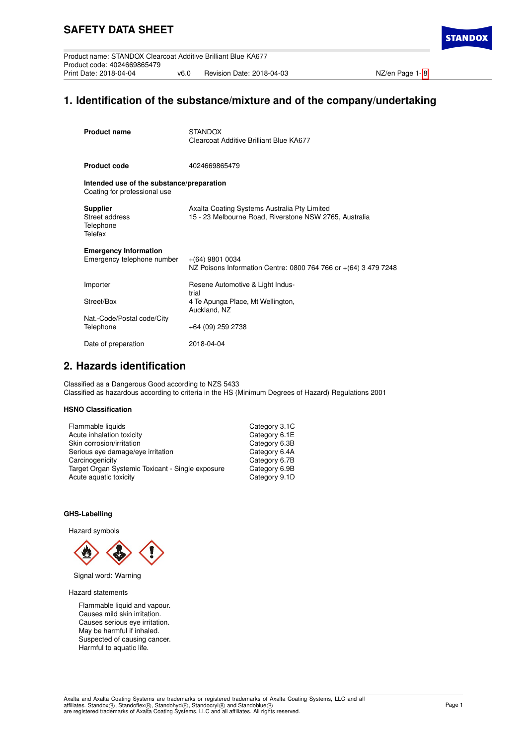# SAFETY DATA SHEET

Product name: STANDOX Clearcoat Additive Brilliant Blue KA677
Product code: 4024669865479
Print Date: 2018-04-04 v6.0 Revision Date: 2018-04-03

## 1. Identification of the substance/mixture and of the company/undertaking

**Product name** STANDOX
Clearcoat Additive Brilliant Blue KA677

**Product code** 4024669865479

**Intended use of the substance/preparation**
Coating for professional use

**Supplier** Axalta Coating Systems Australia Pty Limited
Street address 15 - 23 Melbourne Road, Riverstone NSW 2765, Australia
Telephone
Telefax

**Emergency Information**
Emergency telephone number +(64) 9801 0034
NZ Poisons Information Centre: 0800 764 766 or +(64) 3 479 7248

Importer Resene Automotive & Light Industrial
Street/Box 4 Te Apunga Place, Mt Wellington, Auckland, NZ
Nat.-Code/Postal code/City
Telephone +64 (09) 259 2738

Date of preparation 2018-04-04

## 2. Hazards identification

Classified as a Dangerous Good according to NZS 5433
Classified as hazardous according to criteria in the HS (Minimum Degrees of Hazard) Regulations 2001

### HSNO Classification

| | |
|---|---|
| Flammable liquids | Category 3.1C |
| Acute inhalation toxicity | Category 6.1E |
| Skin corrosion/irritation | Category 6.3B |
| Serious eye damage/eye irritation | Category 6.4A |
| Carcinogenicity | Category 6.7B |
| Target Organ Systemic Toxicant - Single exposure | Category 6.9B |
| Acute aquatic toxicity | Category 9.1D |

### GHS-Labelling

Hazard symbols

Signal word: Warning

Hazard statements

Flammable liquid and vapour.
Causes mild skin irritation.
Causes serious eye irritation.
May be harmful if inhaled.
Suspected of causing cancer.
Harmful to aquatic life.

Axalta and Axalta Coating Systems are trademarks or registered trademarks of Axalta Coating Systems, LLC and all affiliates. Standox®, Standoflex®, Standohyd®, Standocryl® and Standoblue® are registered trademarks of Axalta Coating Systems, LLC and all affiliates. All rights reserved.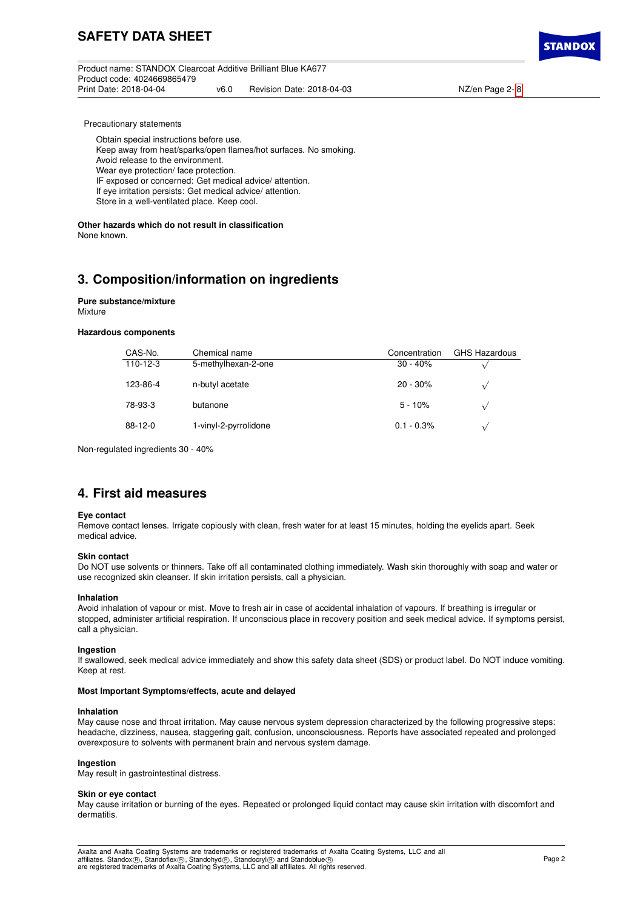Precautionary statements

Obtain special instructions before use.
Keep away from heat/sparks/open flames/hot surfaces. No smoking.
Avoid release to the environment.
Wear eye protection/ face protection.
IF exposed or concerned: Get medical advice/ attention.
If eye irritation persists: Get medical advice/ attention.
Store in a well-ventilated place. Keep cool.

**Other hazards which do not result in classification**
None known.

## 3. Composition/information on ingredients

**Pure substance/mixture**
Mixture

**Hazardous components**

| CAS-No. | Chemical name | Concentration | GHS Hazardous |
|---|---|---|---|
| 110-12-3 | 5-methylhexan-2-one | 30 - 40% | √ |
| 123-86-4 | n-butyl acetate | 20 - 30% | √ |
| 78-93-3 | butanone | 5 - 10% | √ |
| 88-12-0 | 1-vinyl-2-pyrrolidone | 0.1 - 0.3% | √ |

Non-regulated ingredients 30 - 40%

## 4. First aid measures

**Eye contact**
Remove contact lenses. Irrigate copiously with clean, fresh water for at least 15 minutes, holding the eyelids apart. Seek medical advice.

**Skin contact**
Do NOT use solvents or thinners. Take off all contaminated clothing immediately. Wash skin thoroughly with soap and water or use recognized skin cleanser. If skin irritation persists, call a physician.

**Inhalation**
Avoid inhalation of vapour or mist. Move to fresh air in case of accidental inhalation of vapours. If breathing is irregular or stopped, administer artificial respiration. If unconscious place in recovery position and seek medical advice. If symptoms persist, call a physician.

**Ingestion**
If swallowed, seek medical advice immediately and show this safety data sheet (SDS) or product label. Do NOT induce vomiting. Keep at rest.

**Most Important Symptoms/effects, acute and delayed**

**Inhalation**
May cause nose and throat irritation. May cause nervous system depression characterized by the following progressive steps: headache, dizziness, nausea, staggering gait, confusion, unconsciousness. Reports have associated repeated and prolonged overexposure to solvents with permanent brain and nervous system damage.

**Ingestion**
May result in gastrointestinal distress.

**Skin or eye contact**
May cause irritation or burning of the eyes. Repeated or prolonged liquid contact may cause skin irritation with discomfort and dermatitis.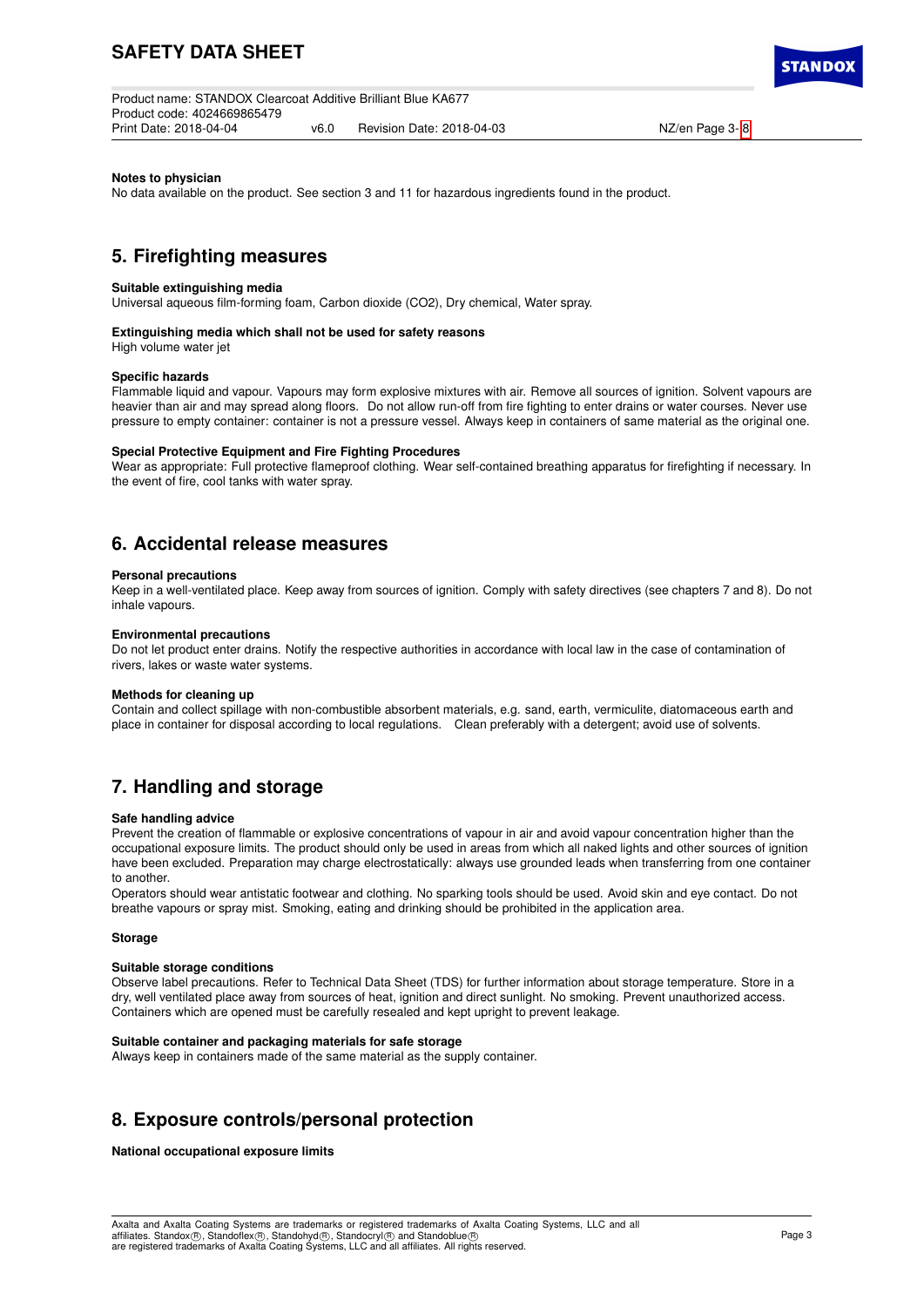**Notes to physician**

No data available on the product. See section 3 and 11 for hazardous ingredients found in the product.

## 5. Firefighting measures

**Suitable extinguishing media**

Universal aqueous film-forming foam, Carbon dioxide ($CO_2$), Dry chemical, Water spray.

**Extinguishing media which shall not be used for safety reasons**

High volume water jet

**Specific hazards**

Flammable liquid and vapour. Vapours may form explosive mixtures with air. Remove all sources of ignition. Solvent vapours are heavier than air and may spread along floors. Do not allow run-off from fire fighting to enter drains or water courses. Never use pressure to empty container: container is not a pressure vessel. Always keep in containers of same material as the original one.

**Special Protective Equipment and Fire Fighting Procedures**

Wear as appropriate: Full protective flameproof clothing. Wear self-contained breathing apparatus for firefighting if necessary. In the event of fire, cool tanks with water spray.

## 6. Accidental release measures

**Personal precautions**

Keep in a well-ventilated place. Keep away from sources of ignition. Comply with safety directives (see chapters 7 and 8). Do not inhale vapours.

**Environmental precautions**

Do not let product enter drains. Notify the respective authorities in accordance with local law in the case of contamination of rivers, lakes or waste water systems.

**Methods for cleaning up**

Contain and collect spillage with non-combustible absorbent materials, e.g. sand, earth, vermiculite, diatomaceous earth and place in container for disposal according to local regulations. Clean preferably with a detergent; avoid use of solvents.

## 7. Handling and storage

**Safe handling advice**

Prevent the creation of flammable or explosive concentrations of vapour in air and avoid vapour concentration higher than the occupational exposure limits. The product should only be used in areas from which all naked lights and other sources of ignition have been excluded. Preparation may charge electrostatically: always use grounded leads when transferring from one container to another.

Operators should wear antistatic footwear and clothing. No sparking tools should be used. Avoid skin and eye contact. Do not breathe vapours or spray mist. Smoking, eating and drinking should be prohibited in the application area.

**Storage**

**Suitable storage conditions**

Observe label precautions. Refer to Technical Data Sheet (TDS) for further information about storage temperature. Store in a dry, well ventilated place away from sources of heat, ignition and direct sunlight. No smoking. Prevent unauthorized access. Containers which are opened must be carefully resealed and kept upright to prevent leakage.

**Suitable container and packaging materials for safe storage**

Always keep in containers made of the same material as the supply container.

## 8. Exposure controls/personal protection

**National occupational exposure limits**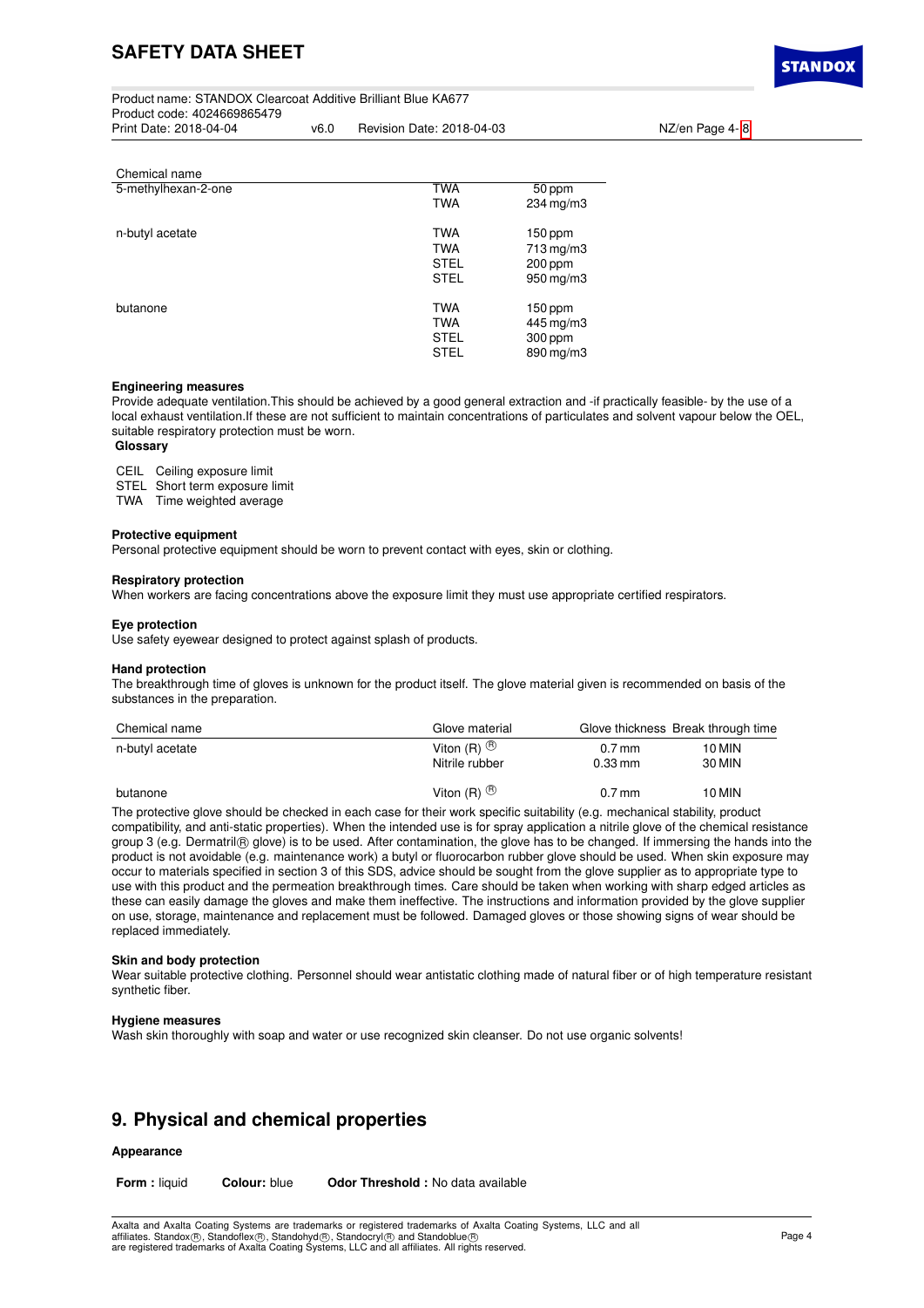| Chemical name | | |
|---|---|---|
| 5-methylhexan-2-one | TWA | 50 ppm |
| | TWA | 234 mg/m3 |
| n-butyl acetate | TWA | 150 ppm |
| | TWA | 713 mg/m3 |
| | STEL | 200 ppm |
| | STEL | 950 mg/m3 |
| butanone | TWA | 150 ppm |
| | TWA | 445 mg/m3 |
| | STEL | 300 ppm |
| | STEL | 890 mg/m3 |

**Engineering measures**

Provide adequate ventilation.This should be achieved by a good general extraction and -if practically feasible- by the use of a local exhaust ventilation.If these are not sufficient to maintain concentrations of particulates and solvent vapour below the OEL, suitable respiratory protection must be worn.

**Glossary**

- CEIL Ceiling exposure limit
- STEL Short term exposure limit
- TWA Time weighted average

**Protective equipment**

Personal protective equipment should be worn to prevent contact with eyes, skin or clothing.

**Respiratory protection**

When workers are facing concentrations above the exposure limit they must use appropriate certified respirators.

**Eye protection**

Use safety eyewear designed to protect against splash of products.

**Hand protection**

The breakthrough time of gloves is unknown for the product itself. The glove material given is recommended on basis of the substances in the preparation.

| Chemical name | Glove material | Glove thickness | Break through time |
|---|---|---|---|
| n-butyl acetate | Viton (R) ® | 0.7 mm | 10 MIN |
| | Nitrile rubber | 0.33 mm | 30 MIN |
| butanone | Viton (R) ® | 0.7 mm | 10 MIN |

The protective glove should be checked in each case for their work specific suitability (e.g. mechanical stability, product compatibility, and anti-static properties). When the intended use is for spray application a nitrile glove of the chemical resistance group 3 (e.g. Dermatril® glove) is to be used. After contamination, the glove has to be changed. If immersing the hands into the product is not avoidable (e.g. maintenance work) a butyl or fluorocarbon rubber glove should be used. When skin exposure may occur to materials specified in section 3 of this SDS, advice should be sought from the glove supplier as to appropriate type to use with this product and the permeation breakthrough times. Care should be taken when working with sharp edged articles as these can easily damage the gloves and make them ineffective. The instructions and information provided by the glove supplier on use, storage, maintenance and replacement must be followed. Damaged gloves or those showing signs of wear should be replaced immediately.

**Skin and body protection**

Wear suitable protective clothing. Personnel should wear antistatic clothing made of natural fiber or of high temperature resistant synthetic fiber.

**Hygiene measures**

Wash skin thoroughly with soap and water or use recognized skin cleanser. Do not use organic solvents!

## 9. Physical and chemical properties

**Appearance**

**Form :** liquid **Colour:** blue **Odor Threshold :** No data available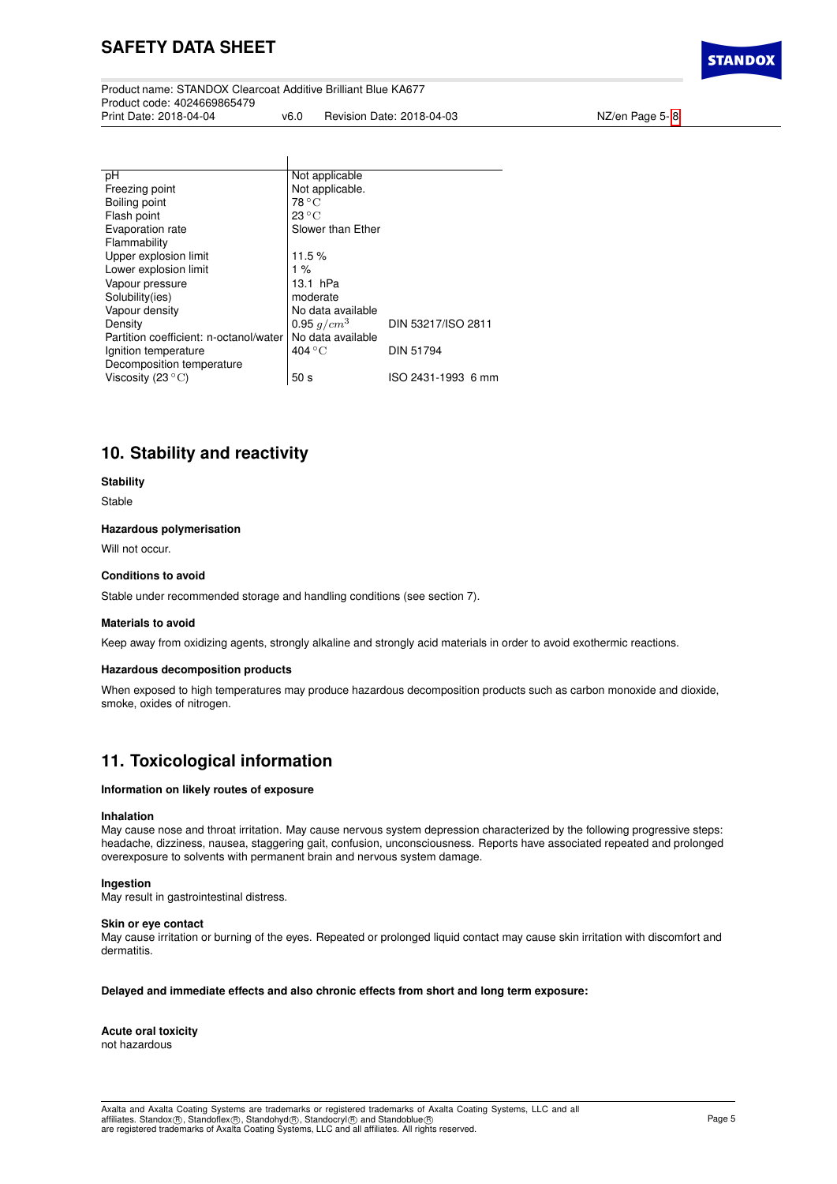| | | |
|---|---|---|
| pH | Not applicable | |
| Freezing point | Not applicable. | |
| Boiling point | 78 °C | |
| Flash point | 23 °C | |
| Evaporation rate | Slower than Ether | |
| Flammability | | |
| Upper explosion limit | 11.5 % | |
| Lower explosion limit | 1 % | |
| Vapour pressure | 13.1 hPa | |
| Solubility(ies) | moderate | |
| Vapour density | No data available | |
| Density | 0.95 $g/cm^3$ | DIN 53217/ISO 2811 |
| Partition coefficient: n-octanol/water | No data available | |
| Ignition temperature | 404 °C | DIN 51794 |
| Decomposition temperature | | |
| Viscosity (23 °C) | 50 s | ISO 2431-1993 6 mm |

## 10. Stability and reactivity

**Stability**

Stable

**Hazardous polymerisation**

Will not occur.

**Conditions to avoid**

Stable under recommended storage and handling conditions (see section 7).

**Materials to avoid**

Keep away from oxidizing agents, strongly alkaline and strongly acid materials in order to avoid exothermic reactions.

**Hazardous decomposition products**

When exposed to high temperatures may produce hazardous decomposition products such as carbon monoxide and dioxide, smoke, oxides of nitrogen.

## 11. Toxicological information

**Information on likely routes of exposure**

**Inhalation**
May cause nose and throat irritation. May cause nervous system depression characterized by the following progressive steps: headache, dizziness, nausea, staggering gait, confusion, unconsciousness. Reports have associated repeated and prolonged overexposure to solvents with permanent brain and nervous system damage.

**Ingestion**
May result in gastrointestinal distress.

**Skin or eye contact**
May cause irritation or burning of the eyes. Repeated or prolonged liquid contact may cause skin irritation with discomfort and dermatitis.

**Delayed and immediate effects and also chronic effects from short and long term exposure:**

**Acute oral toxicity**
not hazardous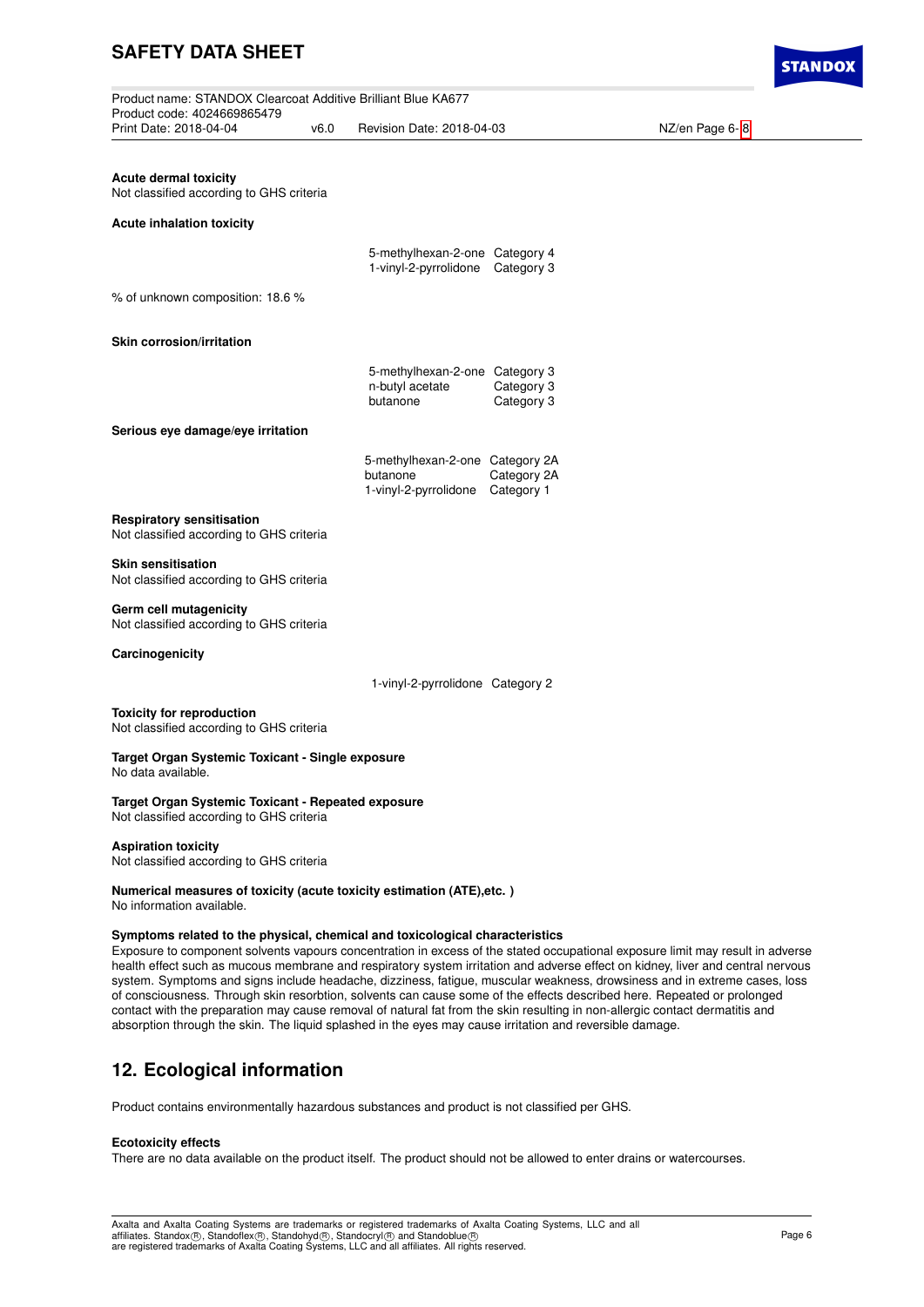**Acute dermal toxicity**
Not classified according to GHS criteria

**Acute inhalation toxicity**

| | |
|---|---|
| 5-methylhexan-2-one | Category 4 |
| 1-vinyl-2-pyrrolidone | Category 3 |

% of unknown composition: 18.6 %

**Skin corrosion/irritation**

| | |
|---|---|
| 5-methylhexan-2-one | Category 3 |
| n-butyl acetate | Category 3 |
| butanone | Category 3 |

**Serious eye damage/eye irritation**

| | |
|---|---|
| 5-methylhexan-2-one | Category 2A |
| butanone | Category 2A |
| 1-vinyl-2-pyrrolidone | Category 1 |

**Respiratory sensitisation**
Not classified according to GHS criteria

**Skin sensitisation**
Not classified according to GHS criteria

**Germ cell mutagenicity**
Not classified according to GHS criteria

**Carcinogenicity**

| | |
|---|---|
| 1-vinyl-2-pyrrolidone | Category 2 |

**Toxicity for reproduction**
Not classified according to GHS criteria

**Target Organ Systemic Toxicant - Single exposure**
No data available.

**Target Organ Systemic Toxicant - Repeated exposure**
Not classified according to GHS criteria

**Aspiration toxicity**
Not classified according to GHS criteria

**Numerical measures of toxicity (acute toxicity estimation (ATE),etc. )**
No information available.

**Symptoms related to the physical, chemical and toxicological characteristics**
Exposure to component solvents vapours concentration in excess of the stated occupational exposure limit may result in adverse health effect such as mucous membrane and respiratory system irritation and adverse effect on kidney, liver and central nervous system. Symptoms and signs include headache, dizziness, fatigue, muscular weakness, drowsiness and in extreme cases, loss of consciousness. Through skin resorbtion, solvents can cause some of the effects described here. Repeated or prolonged contact with the preparation may cause removal of natural fat from the skin resulting in non-allergic contact dermatitis and absorption through the skin. The liquid splashed in the eyes may cause irritation and reversible damage.

## 12. Ecological information

Product contains environmentally hazardous substances and product is not classified per GHS.

**Ecotoxicity effects**
There are no data available on the product itself. The product should not be allowed to enter drains or watercourses.

Axalta and Axalta Coating Systems are trademarks or registered trademarks of Axalta Coating Systems, LLC and all affiliates. Standox®, Standoflex®, Standohyd®, Standocryl® and Standoblue® are registered trademarks of Axalta Coating Systems, LLC and all affiliates. All rights reserved.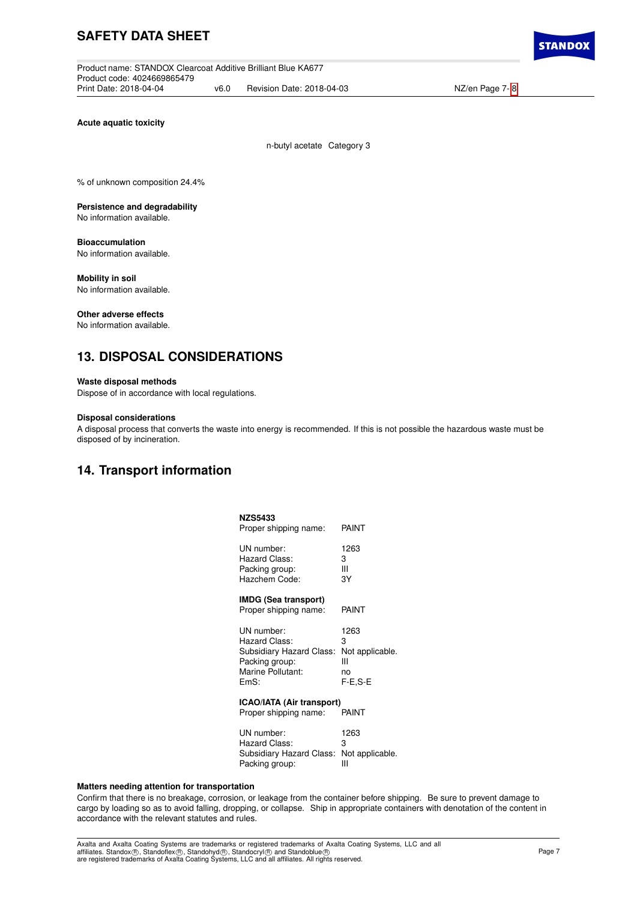**Acute aquatic toxicity**

n-butyl acetate Category 3

% of unknown composition 24.4%

**Persistence and degradability**
No information available.

**Bioaccumulation**
No information available.

**Mobility in soil**
No information available.

**Other adverse effects**
No information available.

## 13. DISPOSAL CONSIDERATIONS

**Waste disposal methods**
Dispose of in accordance with local regulations.

**Disposal considerations**
A disposal process that converts the waste into energy is recommended. If this is not possible the hazardous waste must be disposed of by incineration.

## 14. Transport information

**NZS5433**

| | |
|---|---|
| Proper shipping name: | PAINT |
| UN number: | 1263 |
| Hazard Class: | 3 |
| Packing group: | III |
| Hazchem Code: | 3Y |

**IMDG (Sea transport)**

| | |
|---|---|
| Proper shipping name: | PAINT |
| UN number: | 1263 |
| Hazard Class: | 3 |
| Subsidiary Hazard Class: | Not applicable. |
| Packing group: | III |
| Marine Pollutant: | no |
| EmS: | F-E,S-E |

**ICAO/IATA (Air transport)**

| | |
|---|---|
| Proper shipping name: | PAINT |
| UN number: | 1263 |
| Hazard Class: | 3 |
| Subsidiary Hazard Class: | Not applicable. |
| Packing group: | III |

**Matters needing attention for transportation**
Confirm that there is no breakage, corrosion, or leakage from the container before shipping. Be sure to prevent damage to cargo by loading so as to avoid falling, dropping, or collapse. Ship in appropriate containers with denotation of the content in accordance with the relevant statutes and rules.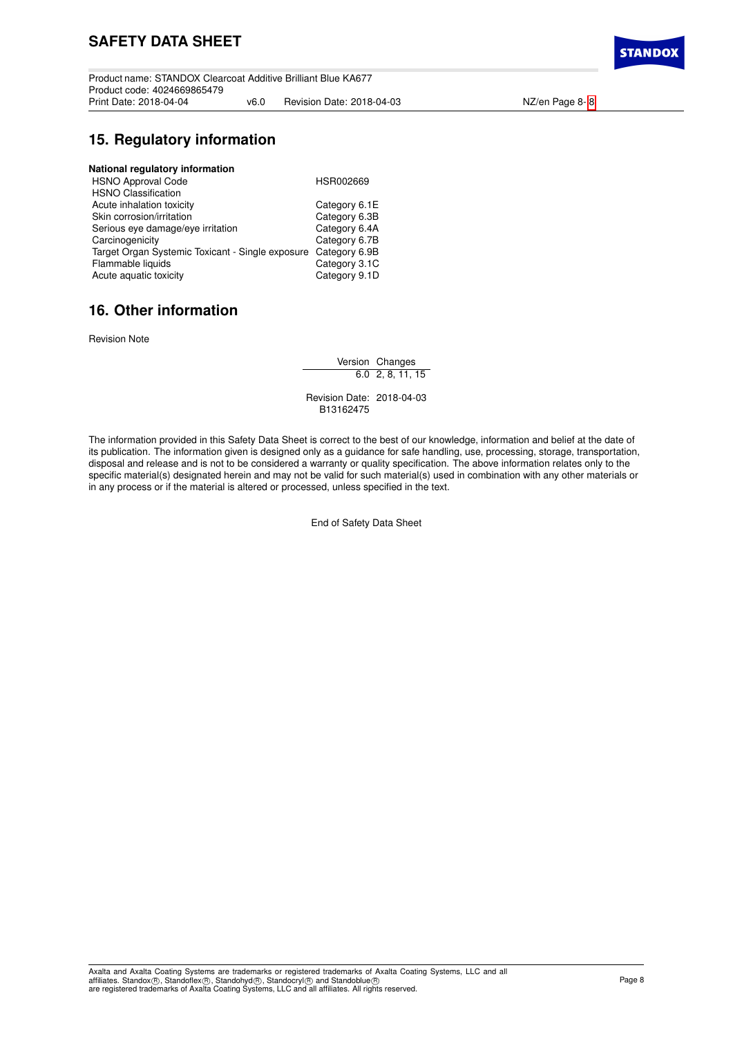## 15. Regulatory information

**National regulatory information**

| | |
|---|---|
| HSNO Approval Code | HSR002669 |
| HSNO Classification | |
| Acute inhalation toxicity | Category 6.1E |
| Skin corrosion/irritation | Category 6.3B |
| Serious eye damage/eye irritation | Category 6.4A |
| Carcinogenicity | Category 6.7B |
| Target Organ Systemic Toxicant - Single exposure | Category 6.9B |
| Flammable liquids | Category 3.1C |
| Acute aquatic toxicity | Category 9.1D |

## 16. Other information

Revision Note

| Version | Changes |
|---|---|
| 6.0 | 2, 8, 11, 15 |

Revision Date: 2018-04-03
B13162475

The information provided in this Safety Data Sheet is correct to the best of our knowledge, information and belief at the date of its publication. The information given is designed only as a guidance for safe handling, use, processing, storage, transportation, disposal and release and is not to be considered a warranty or quality specification. The above information relates only to the specific material(s) designated herein and may not be valid for such material(s) used in combination with any other materials or in any process or if the material is altered or processed, unless specified in the text.

End of Safety Data Sheet

Axalta and Axalta Coating Systems are trademarks or registered trademarks of Axalta Coating Systems, LLC and all affiliates. Standox®, Standoflex®, Standohyd®, Standocryl® and Standoblue® are registered trademarks of Axalta Coating Systems, LLC and all affiliates. All rights reserved.